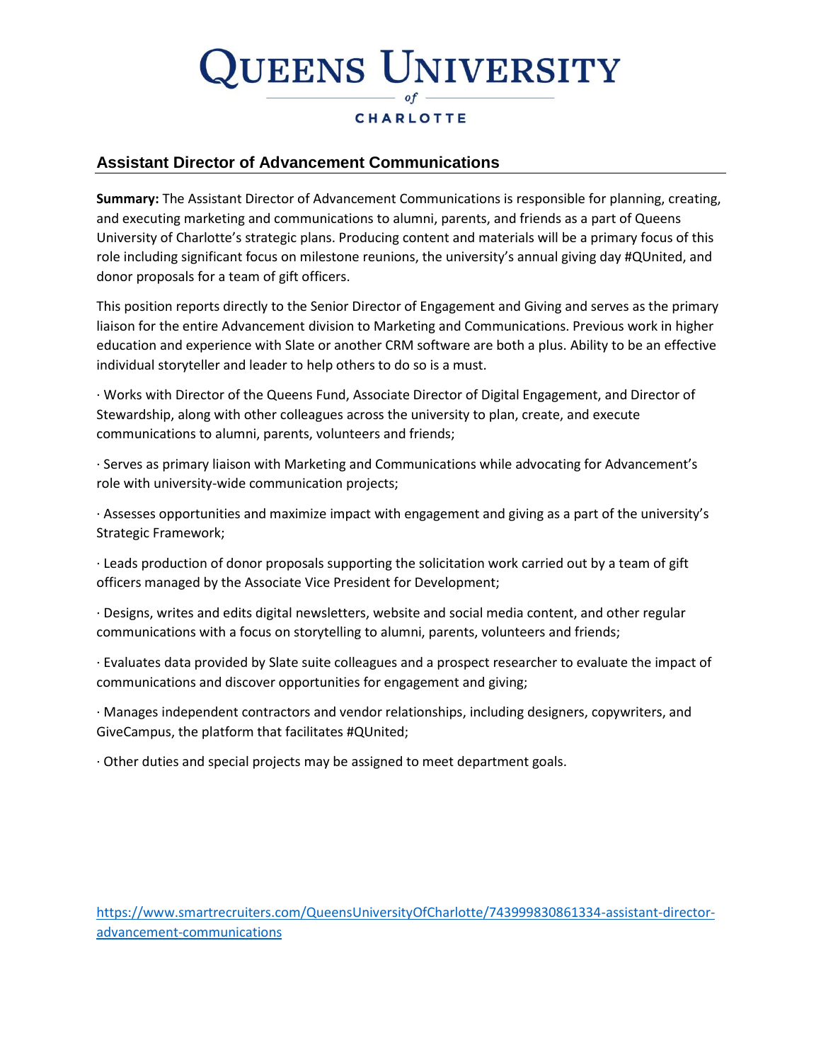# Queens University of Charlotte

## Assistant Director of Advancement Communications

**Summary:** The Assistant Director of Advancement Communications is responsible for planning, creating, and executing marketing and communications to alumni, parents, and friends as a part of Queens University of Charlotte's strategic plans. Producing content and materials will be a primary focus of this role including significant focus on milestone reunions, the university's annual giving day #QUnited, and donor proposals for a team of gift officers.

This position reports directly to the Senior Director of Engagement and Giving and serves as the primary liaison for the entire Advancement division to Marketing and Communications. Previous work in higher education and experience with Slate or another CRM software are both a plus. Ability to be an effective individual storyteller and leader to help others to do so is a must.

· Works with Director of the Queens Fund, Associate Director of Digital Engagement, and Director of Stewardship, along with other colleagues across the university to plan, create, and execute communications to alumni, parents, volunteers and friends;

· Serves as primary liaison with Marketing and Communications while advocating for Advancement's role with university-wide communication projects;

· Assesses opportunities and maximize impact with engagement and giving as a part of the university's Strategic Framework;

· Leads production of donor proposals supporting the solicitation work carried out by a team of gift officers managed by the Associate Vice President for Development;

· Designs, writes and edits digital newsletters, website and social media content, and other regular communications with a focus on storytelling to alumni, parents, volunteers and friends;

· Evaluates data provided by Slate suite colleagues and a prospect researcher to evaluate the impact of communications and discover opportunities for engagement and giving;

· Manages independent contractors and vendor relationships, including designers, copywriters, and GiveCampus, the platform that facilitates #QUnited;

· Other duties and special projects may be assigned to meet department goals.

https://www.smartrecruiters.com/QueensUniversityOfCharlotte/743999830861334-assistant-director-advancement-communications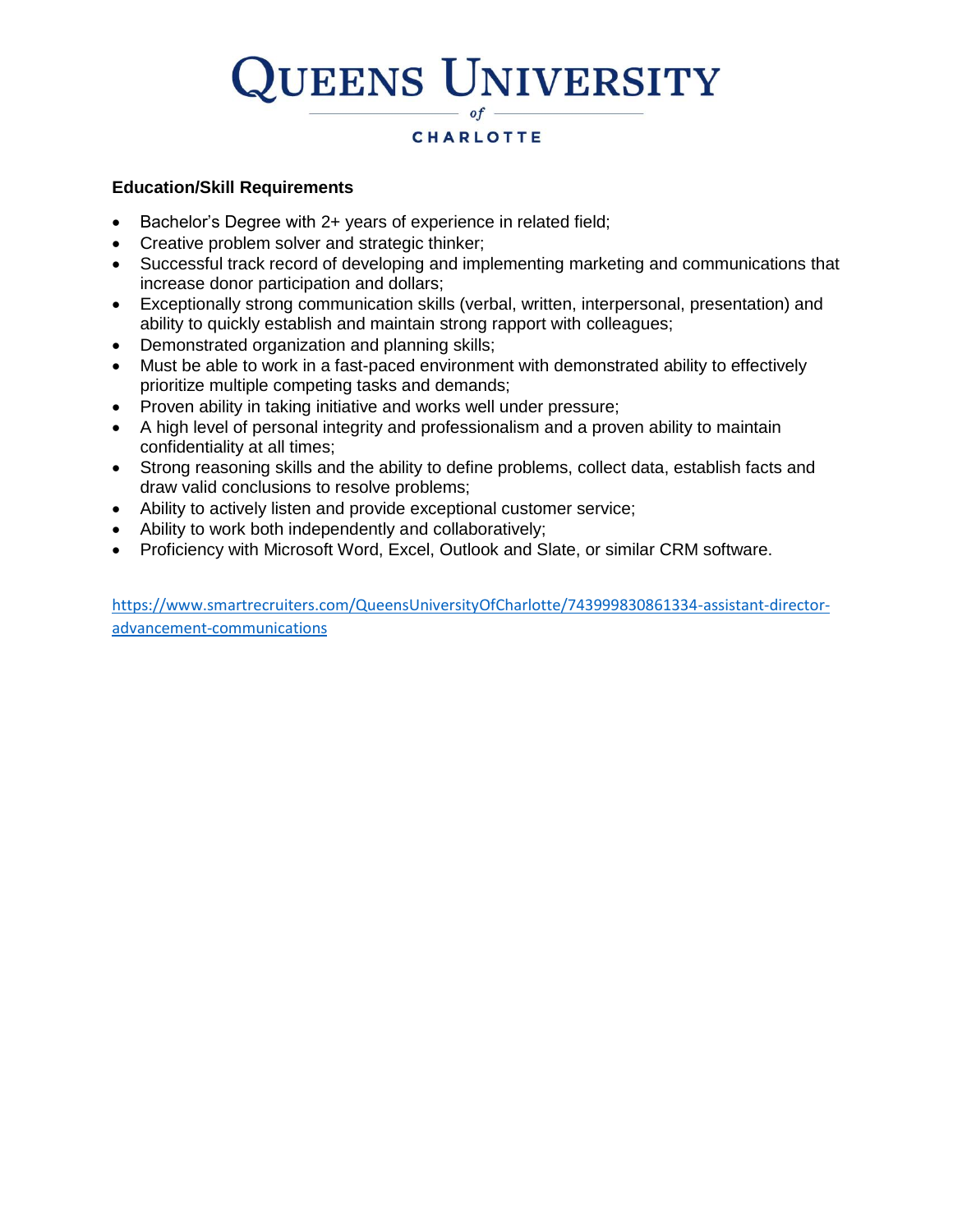# Queens University of Charlotte

**Education/Skill Requirements**

- Bachelor's Degree with 2+ years of experience in related field;
- Creative problem solver and strategic thinker;
- Successful track record of developing and implementing marketing and communications that increase donor participation and dollars;
- Exceptionally strong communication skills (verbal, written, interpersonal, presentation) and ability to quickly establish and maintain strong rapport with colleagues;
- Demonstrated organization and planning skills;
- Must be able to work in a fast-paced environment with demonstrated ability to effectively prioritize multiple competing tasks and demands;
- Proven ability in taking initiative and works well under pressure;
- A high level of personal integrity and professionalism and a proven ability to maintain confidentiality at all times;
- Strong reasoning skills and the ability to define problems, collect data, establish facts and draw valid conclusions to resolve problems;
- Ability to actively listen and provide exceptional customer service;
- Ability to work both independently and collaboratively;
- Proficiency with Microsoft Word, Excel, Outlook and Slate, or similar CRM software.

https://www.smartrecruiters.com/QueensUniversityOfCharlotte/743999830861334-assistant-director-advancement-communications